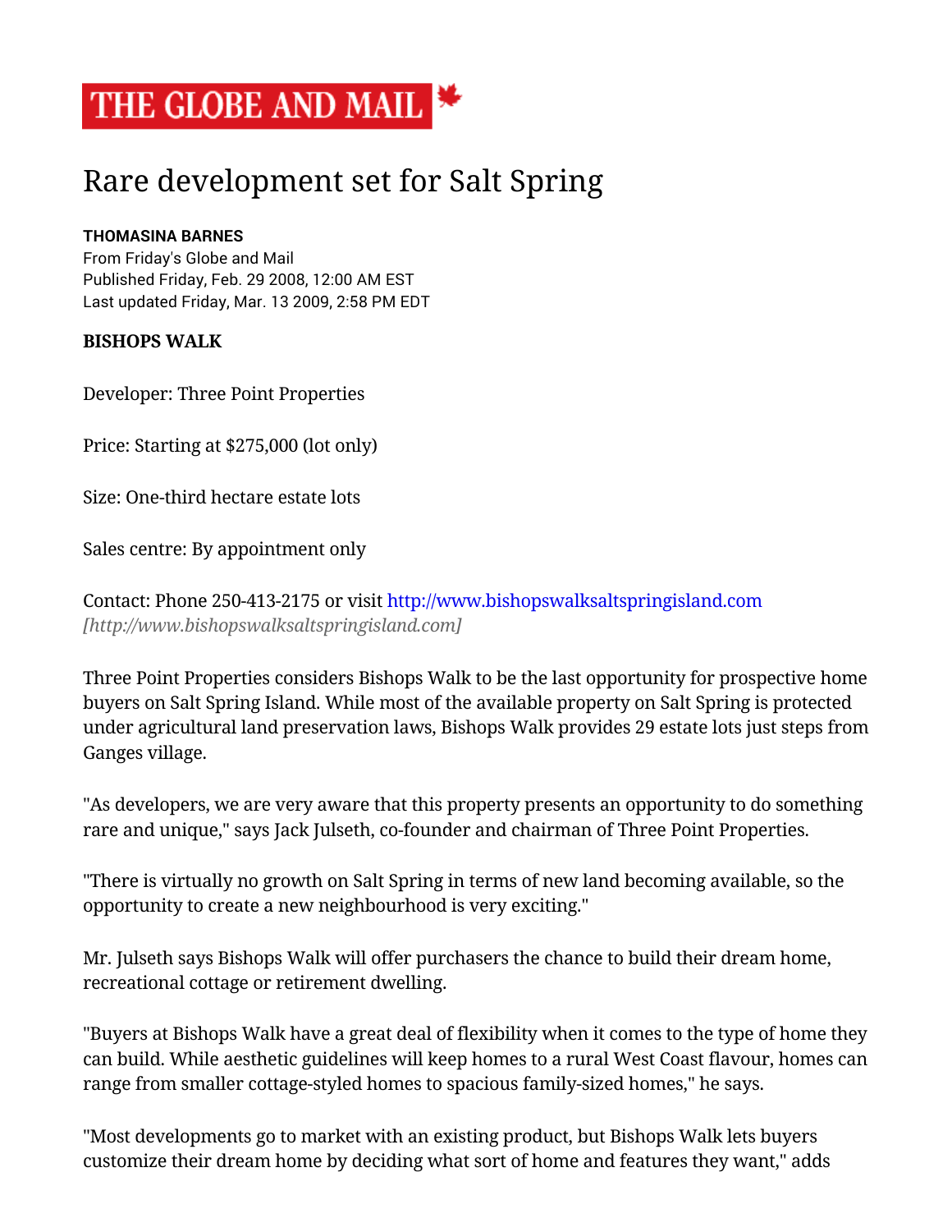THE GLOBE AND MAIL

# Rare development set for Salt Spring

**THOMASINA BARNES**
From Friday's Globe and Mail
Published Friday, Feb. 29 2008, 12:00 AM EST
Last updated Friday, Mar. 13 2009, 2:58 PM EDT

**BISHOPS WALK**

Developer: Three Point Properties

Price: Starting at $275,000 (lot only)

Size: One-third hectare estate lots

Sales centre: By appointment only

Contact: Phone 250-413-2175 or visit http://www.bishopswalksaltspringisland.com *[http://www.bishopswalksaltspringisland.com]*

Three Point Properties considers Bishops Walk to be the last opportunity for prospective home buyers on Salt Spring Island. While most of the available property on Salt Spring is protected under agricultural land preservation laws, Bishops Walk provides 29 estate lots just steps from Ganges village.

"As developers, we are very aware that this property presents an opportunity to do something rare and unique," says Jack Julseth, co-founder and chairman of Three Point Properties.

"There is virtually no growth on Salt Spring in terms of new land becoming available, so the opportunity to create a new neighbourhood is very exciting."

Mr. Julseth says Bishops Walk will offer purchasers the chance to build their dream home, recreational cottage or retirement dwelling.

"Buyers at Bishops Walk have a great deal of flexibility when it comes to the type of home they can build. While aesthetic guidelines will keep homes to a rural West Coast flavour, homes can range from smaller cottage-styled homes to spacious family-sized homes," he says.

"Most developments go to market with an existing product, but Bishops Walk lets buyers customize their dream home by deciding what sort of home and features they want," adds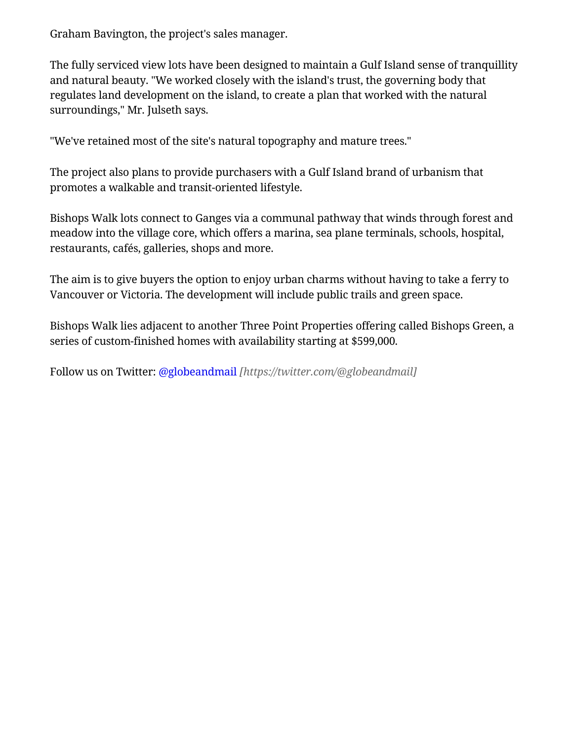Graham Bavington, the project's sales manager.

The fully serviced view lots have been designed to maintain a Gulf Island sense of tranquillity and natural beauty. "We worked closely with the island's trust, the governing body that regulates land development on the island, to create a plan that worked with the natural surroundings," Mr. Julseth says.

"We've retained most of the site's natural topography and mature trees."

The project also plans to provide purchasers with a Gulf Island brand of urbanism that promotes a walkable and transit-oriented lifestyle.

Bishops Walk lots connect to Ganges via a communal pathway that winds through forest and meadow into the village core, which offers a marina, sea plane terminals, schools, hospital, restaurants, cafés, galleries, shops and more.

The aim is to give buyers the option to enjoy urban charms without having to take a ferry to Vancouver or Victoria. The development will include public trails and green space.

Bishops Walk lies adjacent to another Three Point Properties offering called Bishops Green, a series of custom-finished homes with availability starting at $599,000.

Follow us on Twitter: @globeandmail *[https://twitter.com/@globeandmail]*